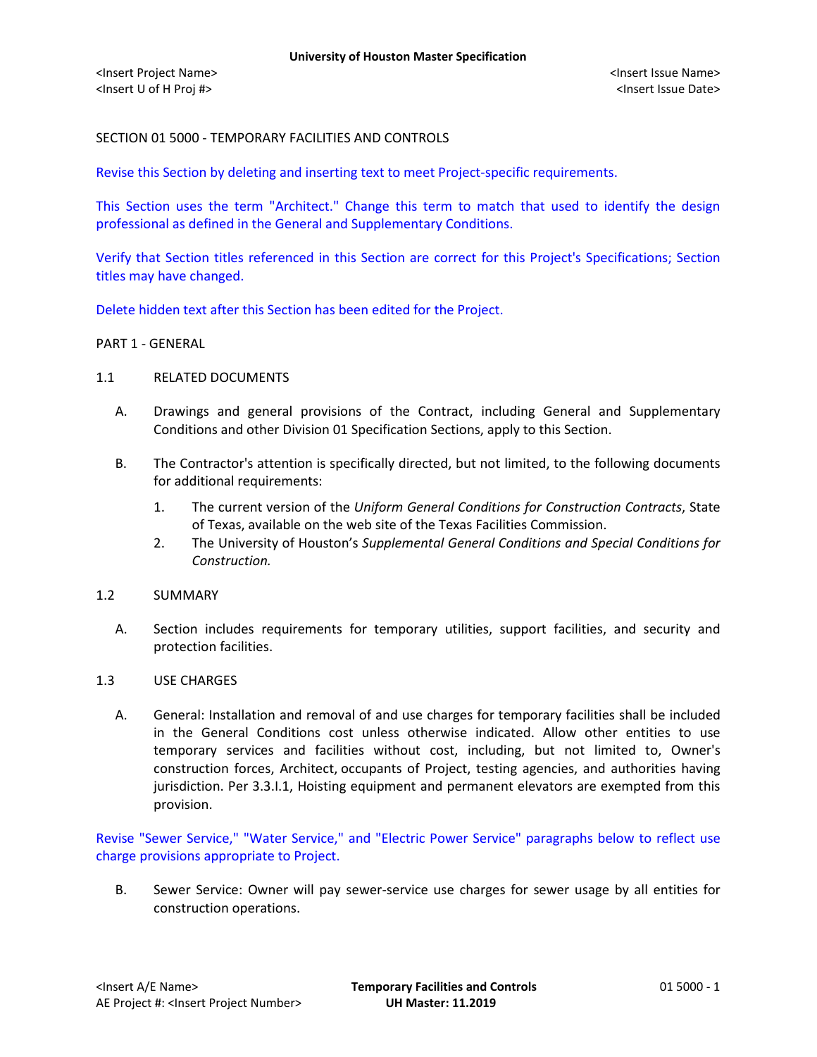SECTION 01 5000 - TEMPORARY FACILITIES AND CONTROLS

Revise this Section by deleting and inserting text to meet Project-specific requirements.

This Section uses the term "Architect." Change this term to match that used to identify the design professional as defined in the General and Supplementary Conditions.

Verify that Section titles referenced in this Section are correct for this Project's Specifications; Section titles may have changed.

Delete hidden text after this Section has been edited for the Project.

PART 1 - GENERAL

1.1 RELATED DOCUMENTS

A. Drawings and general provisions of the Contract, including General and Supplementary Conditions and other Division 01 Specification Sections, apply to this Section.

B. The Contractor's attention is specifically directed, but not limited, to the following documents for additional requirements:

1. The current version of the *Uniform General Conditions for Construction Contracts*, State of Texas, available on the web site of the Texas Facilities Commission.
2. The University of Houston's *Supplemental General Conditions and Special Conditions for Construction.*

1.2 SUMMARY

A. Section includes requirements for temporary utilities, support facilities, and security and protection facilities.

1.3 USE CHARGES

A. General: Installation and removal of and use charges for temporary facilities shall be included in the General Conditions cost unless otherwise indicated. Allow other entities to use temporary services and facilities without cost, including, but not limited to, Owner's construction forces, Architect, occupants of Project, testing agencies, and authorities having jurisdiction. Per 3.3.I.1, Hoisting equipment and permanent elevators are exempted from this provision.

Revise "Sewer Service," "Water Service," and "Electric Power Service" paragraphs below to reflect use charge provisions appropriate to Project.

B. Sewer Service: Owner will pay sewer-service use charges for sewer usage by all entities for construction operations.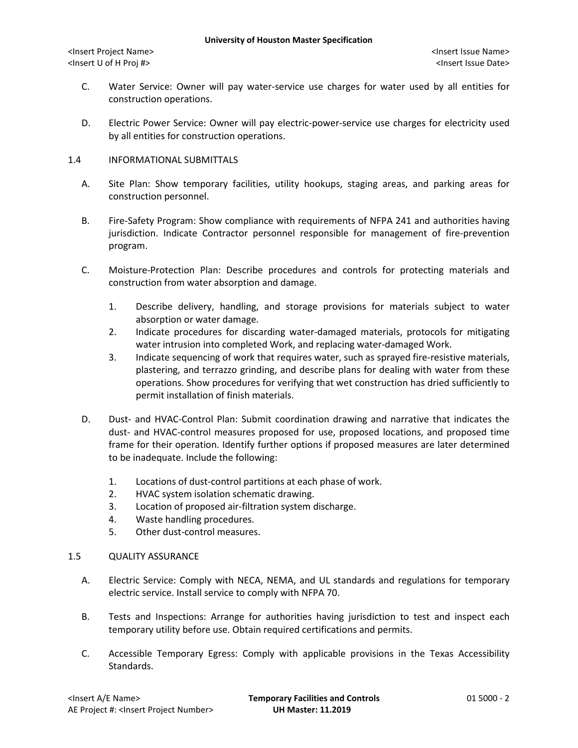C. Water Service: Owner will pay water-service use charges for water used by all entities for construction operations.

D. Electric Power Service: Owner will pay electric-power-service use charges for electricity used by all entities for construction operations.

## 1.4 INFORMATIONAL SUBMITTALS

A. Site Plan: Show temporary facilities, utility hookups, staging areas, and parking areas for construction personnel.

B. Fire-Safety Program: Show compliance with requirements of NFPA 241 and authorities having jurisdiction. Indicate Contractor personnel responsible for management of fire-prevention program.

C. Moisture-Protection Plan: Describe procedures and controls for protecting materials and construction from water absorption and damage.

1. Describe delivery, handling, and storage provisions for materials subject to water absorption or water damage.
2. Indicate procedures for discarding water-damaged materials, protocols for mitigating water intrusion into completed Work, and replacing water-damaged Work.
3. Indicate sequencing of work that requires water, such as sprayed fire-resistive materials, plastering, and terrazzo grinding, and describe plans for dealing with water from these operations. Show procedures for verifying that wet construction has dried sufficiently to permit installation of finish materials.

D. Dust- and HVAC-Control Plan: Submit coordination drawing and narrative that indicates the dust- and HVAC-control measures proposed for use, proposed locations, and proposed time frame for their operation. Identify further options if proposed measures are later determined to be inadequate. Include the following:

1. Locations of dust-control partitions at each phase of work.
2. HVAC system isolation schematic drawing.
3. Location of proposed air-filtration system discharge.
4. Waste handling procedures.
5. Other dust-control measures.

## 1.5 QUALITY ASSURANCE

A. Electric Service: Comply with NECA, NEMA, and UL standards and regulations for temporary electric service. Install service to comply with NFPA 70.

B. Tests and Inspections: Arrange for authorities having jurisdiction to test and inspect each temporary utility before use. Obtain required certifications and permits.

C. Accessible Temporary Egress: Comply with applicable provisions in the Texas Accessibility Standards.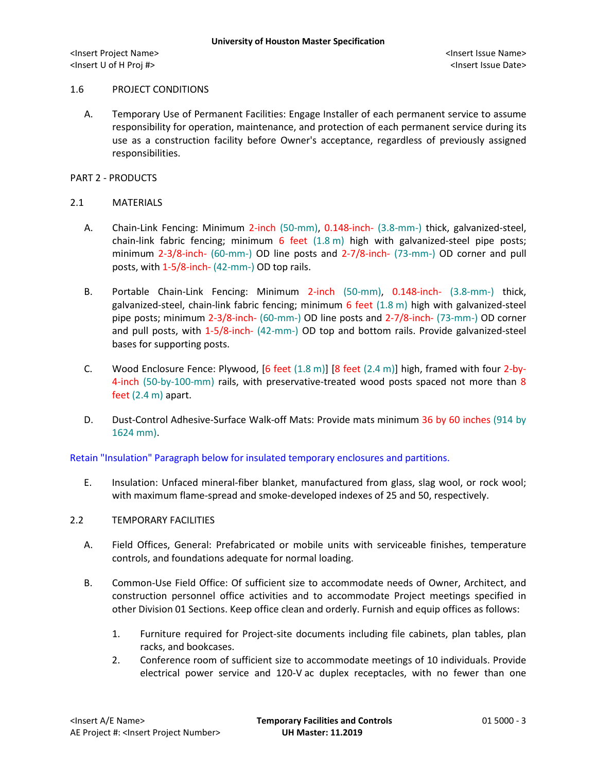1.6 PROJECT CONDITIONS

A. Temporary Use of Permanent Facilities: Engage Installer of each permanent service to assume responsibility for operation, maintenance, and protection of each permanent service during its use as a construction facility before Owner's acceptance, regardless of previously assigned responsibilities.

PART 2 - PRODUCTS

2.1 MATERIALS

A. Chain-Link Fencing: Minimum 2-inch (50-mm), 0.148-inch- (3.8-mm-) thick, galvanized-steel, chain-link fabric fencing; minimum 6 feet (1.8 m) high with galvanized-steel pipe posts; minimum 2-3/8-inch- (60-mm-) OD line posts and 2-7/8-inch- (73-mm-) OD corner and pull posts, with 1-5/8-inch- (42-mm-) OD top rails.

B. Portable Chain-Link Fencing: Minimum 2-inch (50-mm), 0.148-inch- (3.8-mm-) thick, galvanized-steel, chain-link fabric fencing; minimum 6 feet (1.8 m) high with galvanized-steel pipe posts; minimum 2-3/8-inch- (60-mm-) OD line posts and 2-7/8-inch- (73-mm-) OD corner and pull posts, with 1-5/8-inch- (42-mm-) OD top and bottom rails. Provide galvanized-steel bases for supporting posts.

C. Wood Enclosure Fence: Plywood, [6 feet (1.8 m)] [8 feet (2.4 m)] high, framed with four 2-by-4-inch (50-by-100-mm) rails, with preservative-treated wood posts spaced not more than 8 feet (2.4 m) apart.

D. Dust-Control Adhesive-Surface Walk-off Mats: Provide mats minimum 36 by 60 inches (914 by 1624 mm).

Retain "Insulation" Paragraph below for insulated temporary enclosures and partitions.

E. Insulation: Unfaced mineral-fiber blanket, manufactured from glass, slag wool, or rock wool; with maximum flame-spread and smoke-developed indexes of 25 and 50, respectively.

2.2 TEMPORARY FACILITIES

A. Field Offices, General: Prefabricated or mobile units with serviceable finishes, temperature controls, and foundations adequate for normal loading.

B. Common-Use Field Office: Of sufficient size to accommodate needs of Owner, Architect, and construction personnel office activities and to accommodate Project meetings specified in other Division 01 Sections. Keep office clean and orderly. Furnish and equip offices as follows:

1. Furniture required for Project-site documents including file cabinets, plan tables, plan racks, and bookcases.
2. Conference room of sufficient size to accommodate meetings of 10 individuals. Provide electrical power service and 120-V ac duplex receptacles, with no fewer than one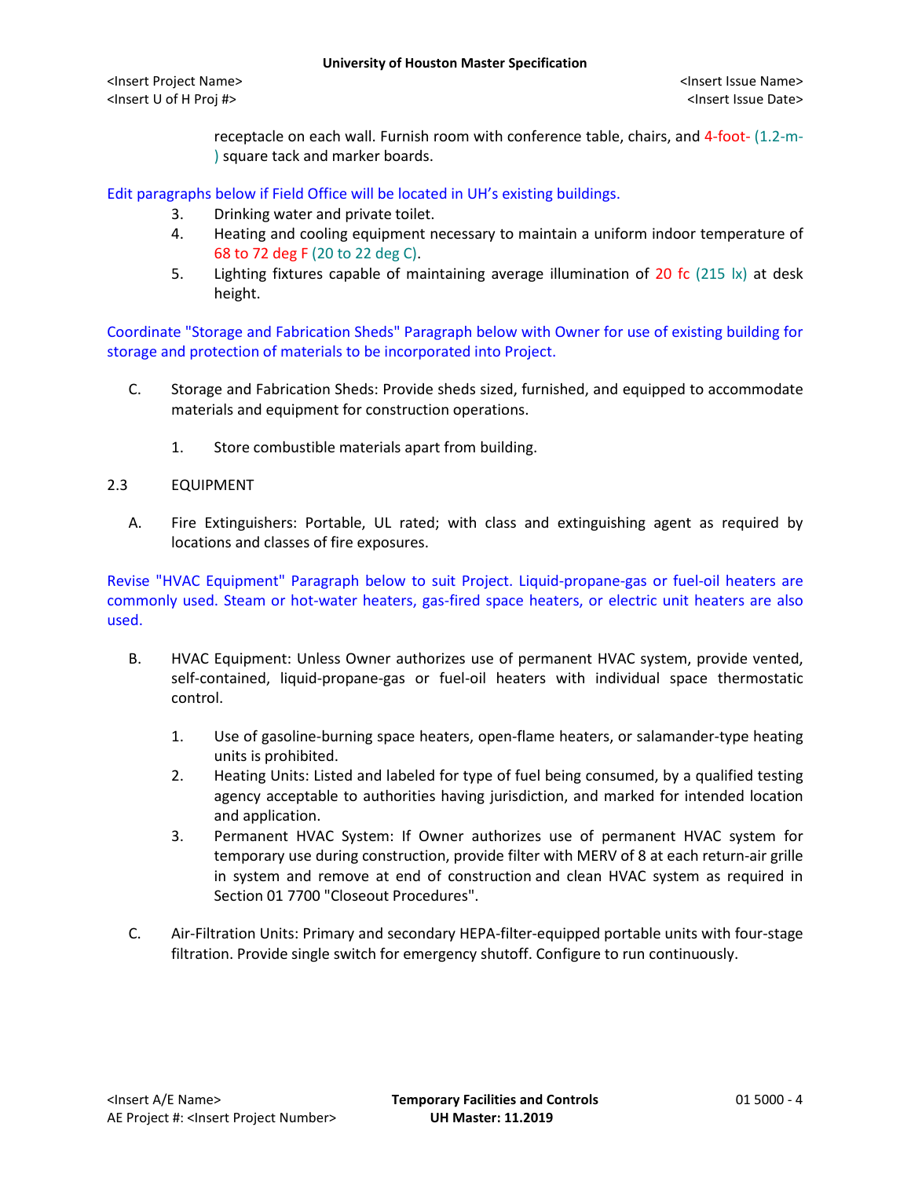receptacle on each wall. Furnish room with conference table, chairs, and 4-foot- (1.2-m-) square tack and marker boards.

Edit paragraphs below if Field Office will be located in UH's existing buildings.

3. Drinking water and private toilet.
4. Heating and cooling equipment necessary to maintain a uniform indoor temperature of 68 to 72 deg F (20 to 22 deg C).
5. Lighting fixtures capable of maintaining average illumination of 20 fc (215 lx) at desk height.

Coordinate "Storage and Fabrication Sheds" Paragraph below with Owner for use of existing building for storage and protection of materials to be incorporated into Project.

C. Storage and Fabrication Sheds: Provide sheds sized, furnished, and equipped to accommodate materials and equipment for construction operations.

   1. Store combustible materials apart from building.

## 2.3 EQUIPMENT

A. Fire Extinguishers: Portable, UL rated; with class and extinguishing agent as required by locations and classes of fire exposures.

Revise "HVAC Equipment" Paragraph below to suit Project. Liquid-propane-gas or fuel-oil heaters are commonly used. Steam or hot-water heaters, gas-fired space heaters, or electric unit heaters are also used.

B. HVAC Equipment: Unless Owner authorizes use of permanent HVAC system, provide vented, self-contained, liquid-propane-gas or fuel-oil heaters with individual space thermostatic control.

   1. Use of gasoline-burning space heaters, open-flame heaters, or salamander-type heating units is prohibited.
   2. Heating Units: Listed and labeled for type of fuel being consumed, by a qualified testing agency acceptable to authorities having jurisdiction, and marked for intended location and application.
   3. Permanent HVAC System: If Owner authorizes use of permanent HVAC system for temporary use during construction, provide filter with MERV of 8 at each return-air grille in system and remove at end of construction and clean HVAC system as required in Section 01 7700 "Closeout Procedures".

C. Air-Filtration Units: Primary and secondary HEPA-filter-equipped portable units with four-stage filtration. Provide single switch for emergency shutoff. Configure to run continuously.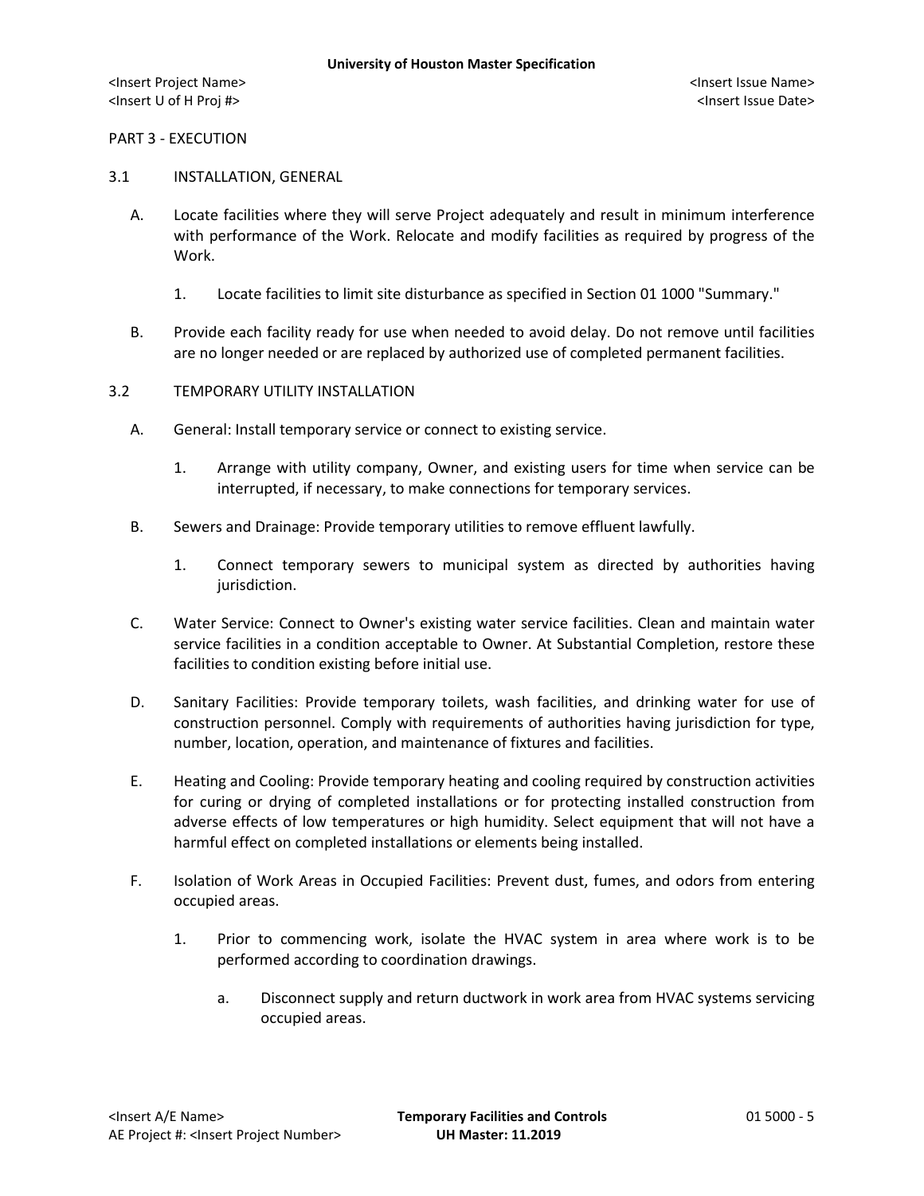## PART 3 - EXECUTION

### 3.1 INSTALLATION, GENERAL

A. Locate facilities where they will serve Project adequately and result in minimum interference with performance of the Work. Relocate and modify facilities as required by progress of the Work.

   1. Locate facilities to limit site disturbance as specified in Section 01 1000 "Summary."

B. Provide each facility ready for use when needed to avoid delay. Do not remove until facilities are no longer needed or are replaced by authorized use of completed permanent facilities.

### 3.2 TEMPORARY UTILITY INSTALLATION

A. General: Install temporary service or connect to existing service.

   1. Arrange with utility company, Owner, and existing users for time when service can be interrupted, if necessary, to make connections for temporary services.

B. Sewers and Drainage: Provide temporary utilities to remove effluent lawfully.

   1. Connect temporary sewers to municipal system as directed by authorities having jurisdiction.

C. Water Service: Connect to Owner's existing water service facilities. Clean and maintain water service facilities in a condition acceptable to Owner. At Substantial Completion, restore these facilities to condition existing before initial use.

D. Sanitary Facilities: Provide temporary toilets, wash facilities, and drinking water for use of construction personnel. Comply with requirements of authorities having jurisdiction for type, number, location, operation, and maintenance of fixtures and facilities.

E. Heating and Cooling: Provide temporary heating and cooling required by construction activities for curing or drying of completed installations or for protecting installed construction from adverse effects of low temperatures or high humidity. Select equipment that will not have a harmful effect on completed installations or elements being installed.

F. Isolation of Work Areas in Occupied Facilities: Prevent dust, fumes, and odors from entering occupied areas.

   1. Prior to commencing work, isolate the HVAC system in area where work is to be performed according to coordination drawings.

      a. Disconnect supply and return ductwork in work area from HVAC systems servicing occupied areas.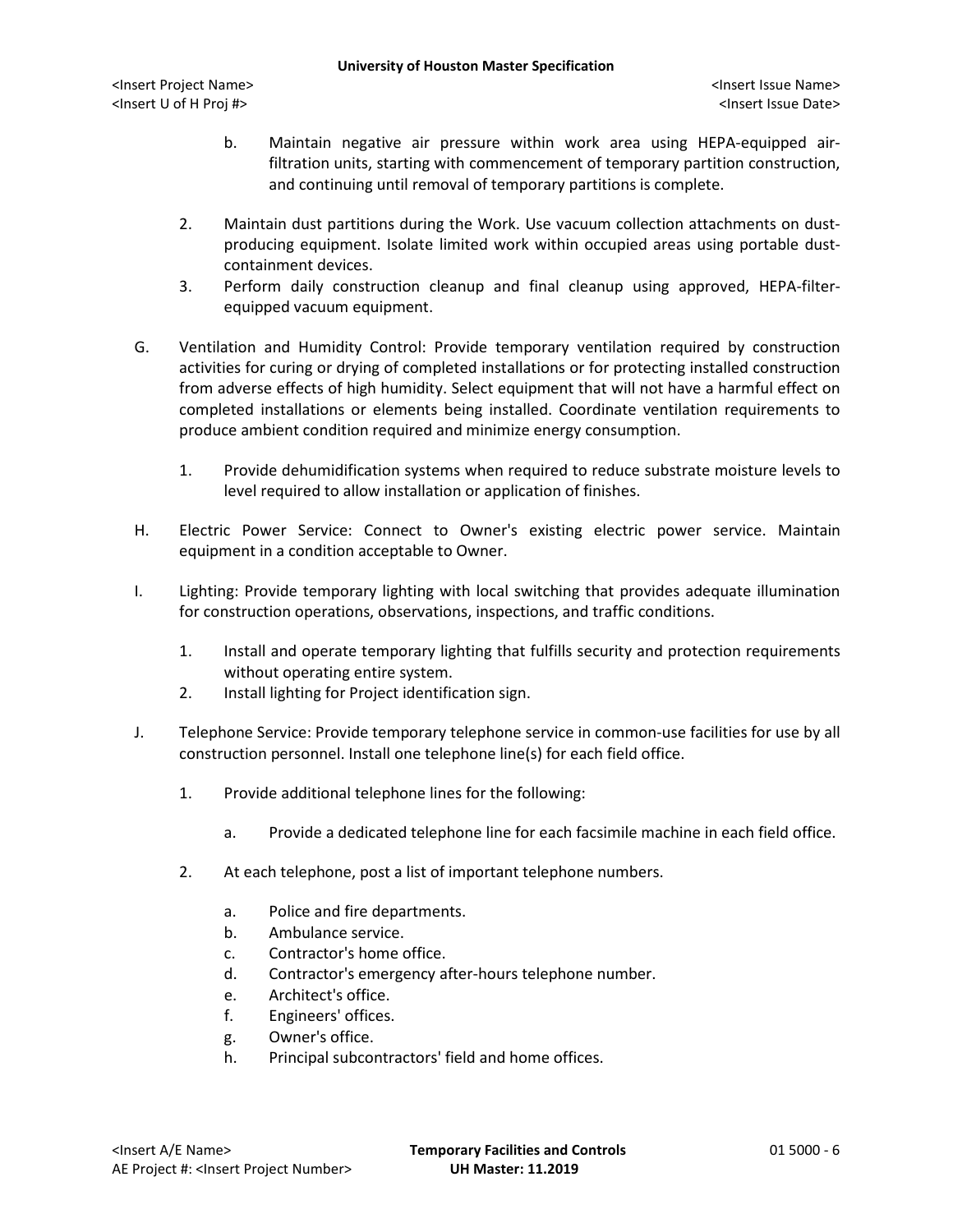b. Maintain negative air pressure within work area using HEPA-equipped air-filtration units, starting with commencement of temporary partition construction, and continuing until removal of temporary partitions is complete.

2. Maintain dust partitions during the Work. Use vacuum collection attachments on dust-producing equipment. Isolate limited work within occupied areas using portable dust-containment devices.
3. Perform daily construction cleanup and final cleanup using approved, HEPA-filter-equipped vacuum equipment.

G. Ventilation and Humidity Control: Provide temporary ventilation required by construction activities for curing or drying of completed installations or for protecting installed construction from adverse effects of high humidity. Select equipment that will not have a harmful effect on completed installations or elements being installed. Coordinate ventilation requirements to produce ambient condition required and minimize energy consumption.

1. Provide dehumidification systems when required to reduce substrate moisture levels to level required to allow installation or application of finishes.

H. Electric Power Service: Connect to Owner's existing electric power service. Maintain equipment in a condition acceptable to Owner.

I. Lighting: Provide temporary lighting with local switching that provides adequate illumination for construction operations, observations, inspections, and traffic conditions.

1. Install and operate temporary lighting that fulfills security and protection requirements without operating entire system.
2. Install lighting for Project identification sign.

J. Telephone Service: Provide temporary telephone service in common-use facilities for use by all construction personnel. Install one telephone line(s) for each field office.

1. Provide additional telephone lines for the following:

   a. Provide a dedicated telephone line for each facsimile machine in each field office.

2. At each telephone, post a list of important telephone numbers.

   a. Police and fire departments.
   b. Ambulance service.
   c. Contractor's home office.
   d. Contractor's emergency after-hours telephone number.
   e. Architect's office.
   f. Engineers' offices.
   g. Owner's office.
   h. Principal subcontractors' field and home offices.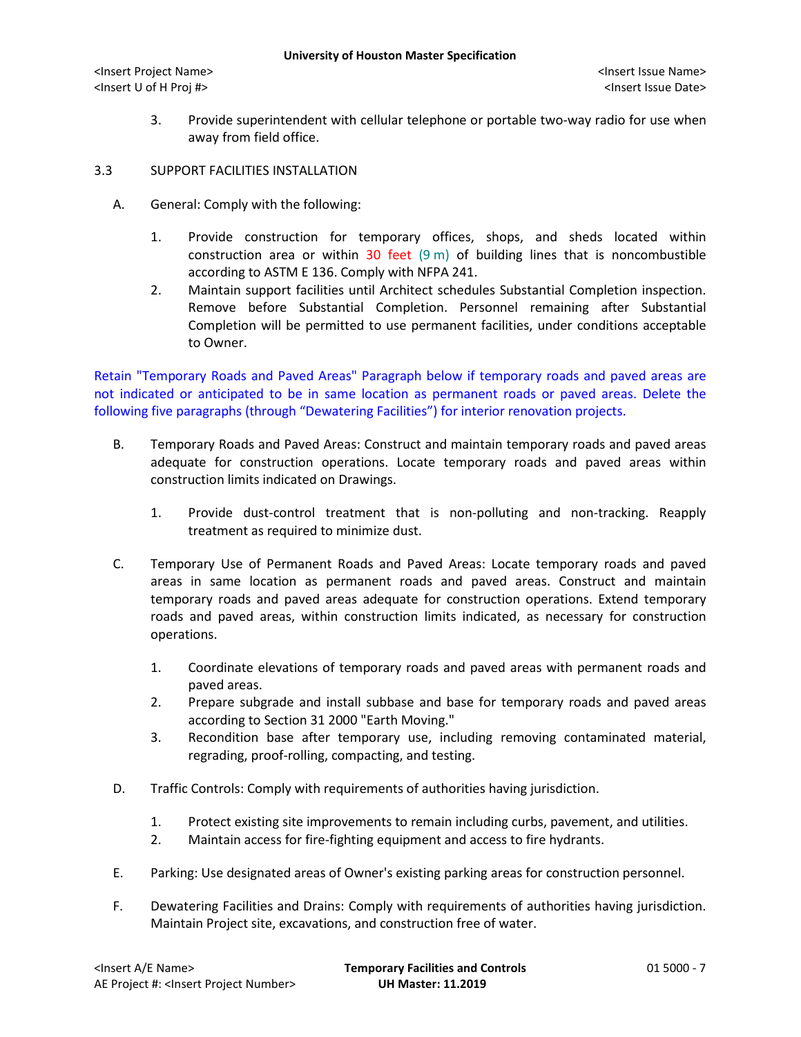3. Provide superintendent with cellular telephone or portable two-way radio for use when away from field office.

3.3 SUPPORT FACILITIES INSTALLATION

A. General: Comply with the following:

   1. Provide construction for temporary offices, shops, and sheds located within construction area or within 30 feet (9 m) of building lines that is noncombustible according to ASTM E 136. Comply with NFPA 241.
   2. Maintain support facilities until Architect schedules Substantial Completion inspection. Remove before Substantial Completion. Personnel remaining after Substantial Completion will be permitted to use permanent facilities, under conditions acceptable to Owner.

Retain "Temporary Roads and Paved Areas" Paragraph below if temporary roads and paved areas are not indicated or anticipated to be in same location as permanent roads or paved areas. Delete the following five paragraphs (through "Dewatering Facilities") for interior renovation projects.

B. Temporary Roads and Paved Areas: Construct and maintain temporary roads and paved areas adequate for construction operations. Locate temporary roads and paved areas within construction limits indicated on Drawings.

   1. Provide dust-control treatment that is non-polluting and non-tracking. Reapply treatment as required to minimize dust.

C. Temporary Use of Permanent Roads and Paved Areas: Locate temporary roads and paved areas in same location as permanent roads and paved areas. Construct and maintain temporary roads and paved areas adequate for construction operations. Extend temporary roads and paved areas, within construction limits indicated, as necessary for construction operations.

   1. Coordinate elevations of temporary roads and paved areas with permanent roads and paved areas.
   2. Prepare subgrade and install subbase and base for temporary roads and paved areas according to Section 31 2000 "Earth Moving."
   3. Recondition base after temporary use, including removing contaminated material, regrading, proof-rolling, compacting, and testing.

D. Traffic Controls: Comply with requirements of authorities having jurisdiction.

   1. Protect existing site improvements to remain including curbs, pavement, and utilities.
   2. Maintain access for fire-fighting equipment and access to fire hydrants.

E. Parking: Use designated areas of Owner's existing parking areas for construction personnel.

F. Dewatering Facilities and Drains: Comply with requirements of authorities having jurisdiction. Maintain Project site, excavations, and construction free of water.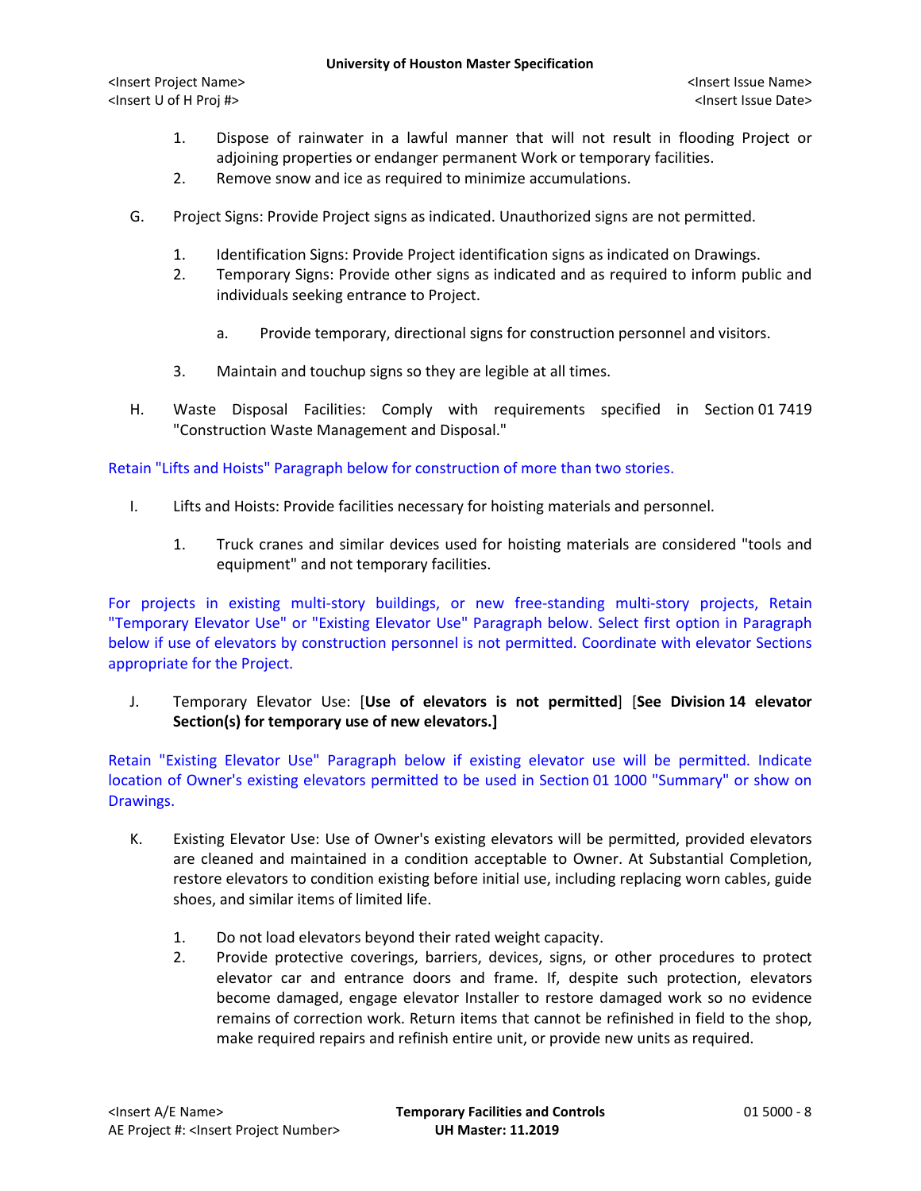1. Dispose of rainwater in a lawful manner that will not result in flooding Project or adjoining properties or endanger permanent Work or temporary facilities.
2. Remove snow and ice as required to minimize accumulations.

G. Project Signs: Provide Project signs as indicated. Unauthorized signs are not permitted.

1. Identification Signs: Provide Project identification signs as indicated on Drawings.
2. Temporary Signs: Provide other signs as indicated and as required to inform public and individuals seeking entrance to Project.
   a. Provide temporary, directional signs for construction personnel and visitors.
3. Maintain and touchup signs so they are legible at all times.

H. Waste Disposal Facilities: Comply with requirements specified in Section 01 7419 "Construction Waste Management and Disposal."

Retain "Lifts and Hoists" Paragraph below for construction of more than two stories.

I. Lifts and Hoists: Provide facilities necessary for hoisting materials and personnel.

1. Truck cranes and similar devices used for hoisting materials are considered "tools and equipment" and not temporary facilities.

For projects in existing multi-story buildings, or new free-standing multi-story projects, Retain "Temporary Elevator Use" or "Existing Elevator Use" Paragraph below. Select first option in Paragraph below if use of elevators by construction personnel is not permitted. Coordinate with elevator Sections appropriate for the Project.

J. Temporary Elevator Use: [**Use of elevators is not permitted**] [**See Division 14 elevator Section(s) for temporary use of new elevators.]**

Retain "Existing Elevator Use" Paragraph below if existing elevator use will be permitted. Indicate location of Owner's existing elevators permitted to be used in Section 01 1000 "Summary" or show on Drawings.

K. Existing Elevator Use: Use of Owner's existing elevators will be permitted, provided elevators are cleaned and maintained in a condition acceptable to Owner. At Substantial Completion, restore elevators to condition existing before initial use, including replacing worn cables, guide shoes, and similar items of limited life.

1. Do not load elevators beyond their rated weight capacity.
2. Provide protective coverings, barriers, devices, signs, or other procedures to protect elevator car and entrance doors and frame. If, despite such protection, elevators become damaged, engage elevator Installer to restore damaged work so no evidence remains of correction work. Return items that cannot be refinished in field to the shop, make required repairs and refinish entire unit, or provide new units as required.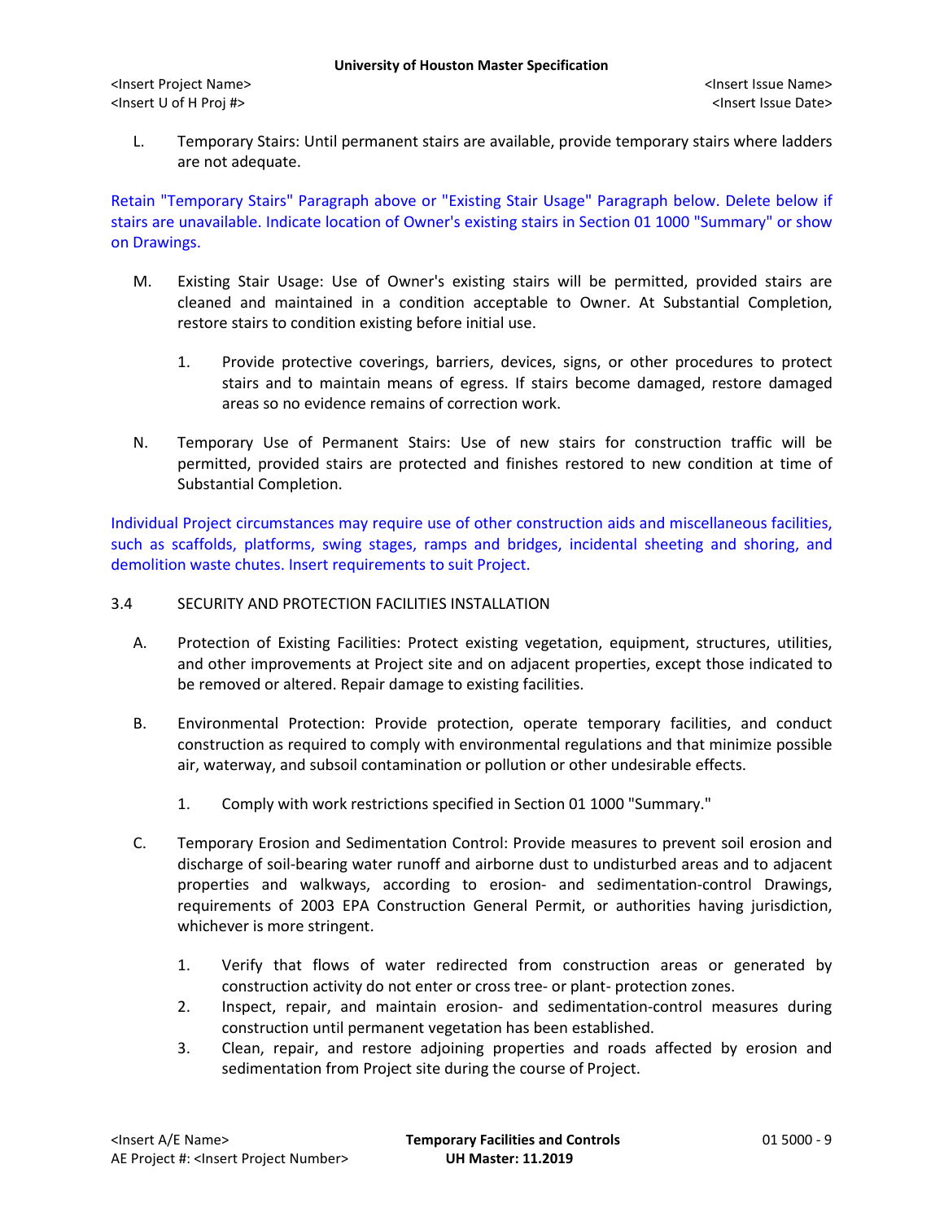L. Temporary Stairs: Until permanent stairs are available, provide temporary stairs where ladders are not adequate.

Retain "Temporary Stairs" Paragraph above or "Existing Stair Usage" Paragraph below. Delete below if stairs are unavailable. Indicate location of Owner's existing stairs in Section 01 1000 "Summary" or show on Drawings.

M. Existing Stair Usage: Use of Owner's existing stairs will be permitted, provided stairs are cleaned and maintained in a condition acceptable to Owner. At Substantial Completion, restore stairs to condition existing before initial use.

  1. Provide protective coverings, barriers, devices, signs, or other procedures to protect stairs and to maintain means of egress. If stairs become damaged, restore damaged areas so no evidence remains of correction work.

N. Temporary Use of Permanent Stairs: Use of new stairs for construction traffic will be permitted, provided stairs are protected and finishes restored to new condition at time of Substantial Completion.

Individual Project circumstances may require use of other construction aids and miscellaneous facilities, such as scaffolds, platforms, swing stages, ramps and bridges, incidental sheeting and shoring, and demolition waste chutes. Insert requirements to suit Project.

## 3.4 SECURITY AND PROTECTION FACILITIES INSTALLATION

A. Protection of Existing Facilities: Protect existing vegetation, equipment, structures, utilities, and other improvements at Project site and on adjacent properties, except those indicated to be removed or altered. Repair damage to existing facilities.

B. Environmental Protection: Provide protection, operate temporary facilities, and conduct construction as required to comply with environmental regulations and that minimize possible air, waterway, and subsoil contamination or pollution or other undesirable effects.

  1. Comply with work restrictions specified in Section 01 1000 "Summary."

C. Temporary Erosion and Sedimentation Control: Provide measures to prevent soil erosion and discharge of soil-bearing water runoff and airborne dust to undisturbed areas and to adjacent properties and walkways, according to erosion- and sedimentation-control Drawings, requirements of 2003 EPA Construction General Permit, or authorities having jurisdiction, whichever is more stringent.

  1. Verify that flows of water redirected from construction areas or generated by construction activity do not enter or cross tree- or plant- protection zones.
  2. Inspect, repair, and maintain erosion- and sedimentation-control measures during construction until permanent vegetation has been established.
  3. Clean, repair, and restore adjoining properties and roads affected by erosion and sedimentation from Project site during the course of Project.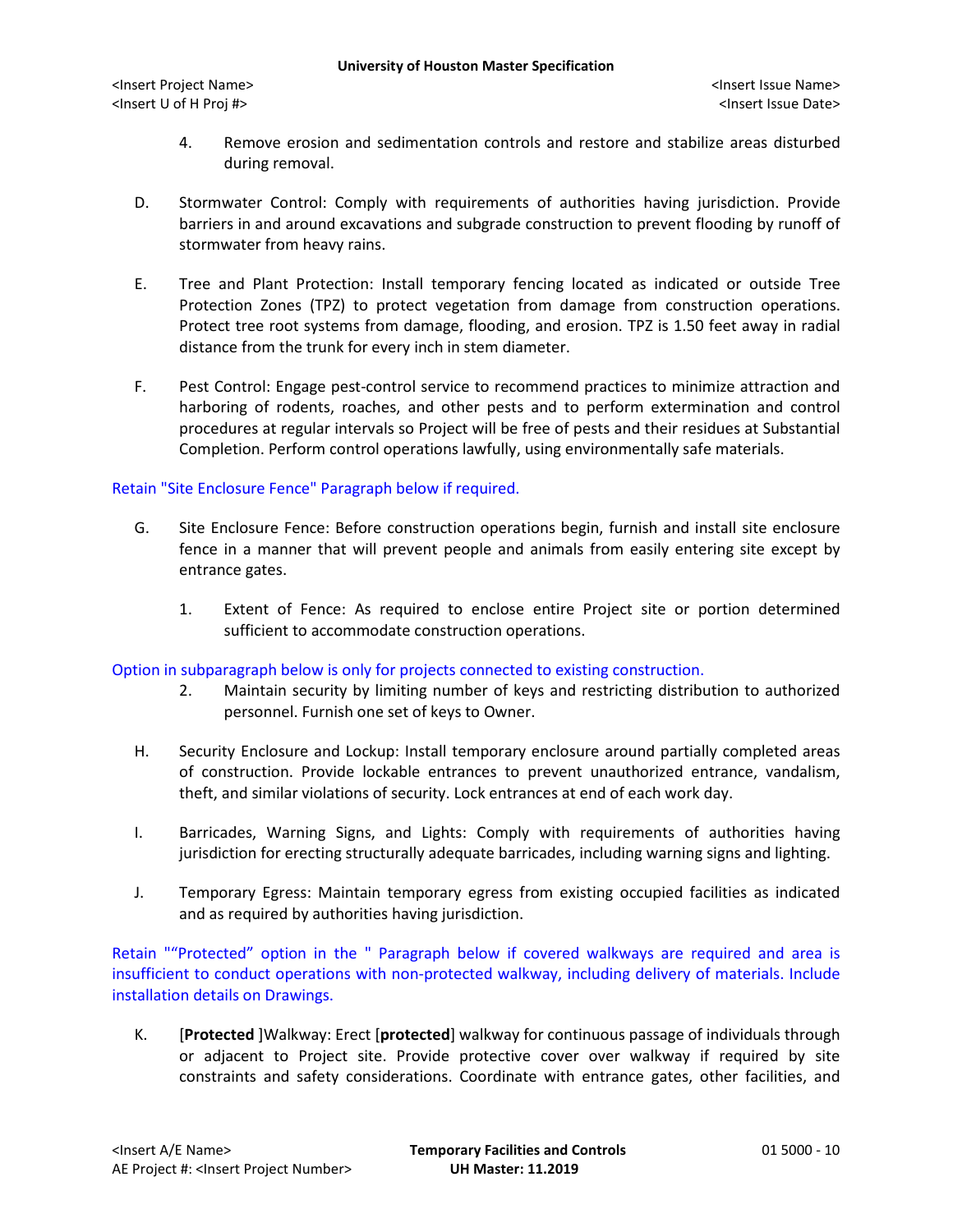4. Remove erosion and sedimentation controls and restore and stabilize areas disturbed during removal.

D. Stormwater Control: Comply with requirements of authorities having jurisdiction. Provide barriers in and around excavations and subgrade construction to prevent flooding by runoff of stormwater from heavy rains.

E. Tree and Plant Protection: Install temporary fencing located as indicated or outside Tree Protection Zones (TPZ) to protect vegetation from damage from construction operations. Protect tree root systems from damage, flooding, and erosion. TPZ is 1.50 feet away in radial distance from the trunk for every inch in stem diameter.

F. Pest Control: Engage pest-control service to recommend practices to minimize attraction and harboring of rodents, roaches, and other pests and to perform extermination and control procedures at regular intervals so Project will be free of pests and their residues at Substantial Completion. Perform control operations lawfully, using environmentally safe materials.

Retain "Site Enclosure Fence" Paragraph below if required.

G. Site Enclosure Fence: Before construction operations begin, furnish and install site enclosure fence in a manner that will prevent people and animals from easily entering site except by entrance gates.

1. Extent of Fence: As required to enclose entire Project site or portion determined sufficient to accommodate construction operations.

Option in subparagraph below is only for projects connected to existing construction.

2. Maintain security by limiting number of keys and restricting distribution to authorized personnel. Furnish one set of keys to Owner.

H. Security Enclosure and Lockup: Install temporary enclosure around partially completed areas of construction. Provide lockable entrances to prevent unauthorized entrance, vandalism, theft, and similar violations of security. Lock entrances at end of each work day.

I. Barricades, Warning Signs, and Lights: Comply with requirements of authorities having jurisdiction for erecting structurally adequate barricades, including warning signs and lighting.

J. Temporary Egress: Maintain temporary egress from existing occupied facilities as indicated and as required by authorities having jurisdiction.

Retain "“Protected” option in the " Paragraph below if covered walkways are required and area is insufficient to conduct operations with non-protected walkway, including delivery of materials. Include installation details on Drawings.

K. [**Protected** ]Walkway: Erect [**protected**] walkway for continuous passage of individuals through or adjacent to Project site. Provide protective cover over walkway if required by site constraints and safety considerations. Coordinate with entrance gates, other facilities, and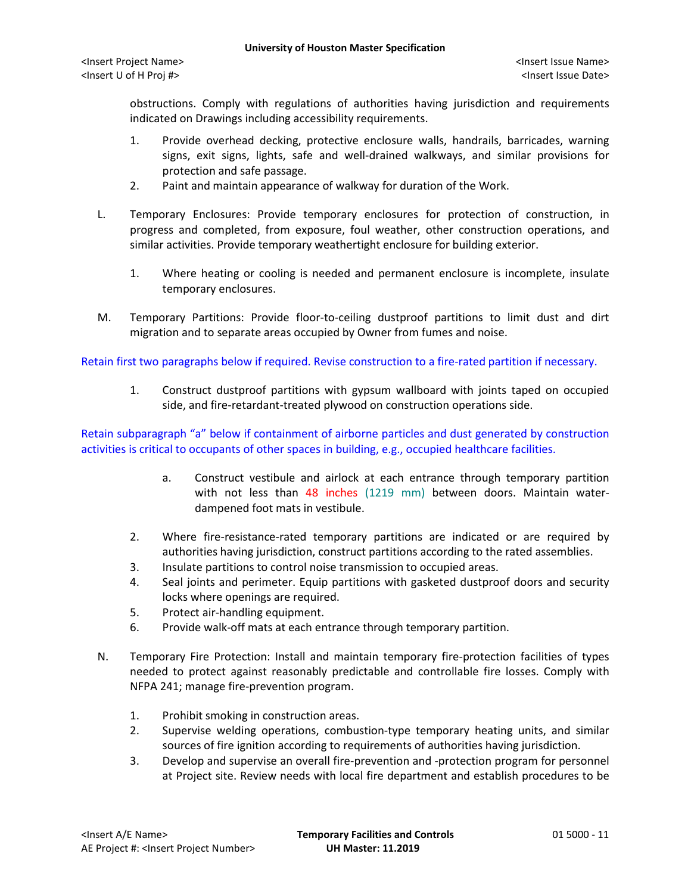obstructions. Comply with regulations of authorities having jurisdiction and requirements indicated on Drawings including accessibility requirements.

1. Provide overhead decking, protective enclosure walls, handrails, barricades, warning signs, exit signs, lights, safe and well-drained walkways, and similar provisions for protection and safe passage.
2. Paint and maintain appearance of walkway for duration of the Work.

L. Temporary Enclosures: Provide temporary enclosures for protection of construction, in progress and completed, from exposure, foul weather, other construction operations, and similar activities. Provide temporary weathertight enclosure for building exterior.

1. Where heating or cooling is needed and permanent enclosure is incomplete, insulate temporary enclosures.

M. Temporary Partitions: Provide floor-to-ceiling dustproof partitions to limit dust and dirt migration and to separate areas occupied by Owner from fumes and noise.

Retain first two paragraphs below if required. Revise construction to a fire-rated partition if necessary.

1. Construct dustproof partitions with gypsum wallboard with joints taped on occupied side, and fire-retardant-treated plywood on construction operations side.

Retain subparagraph “a” below if containment of airborne particles and dust generated by construction activities is critical to occupants of other spaces in building, e.g., occupied healthcare facilities.

a. Construct vestibule and airlock at each entrance through temporary partition with not less than 48 inches (1219 mm) between doors. Maintain water-dampened foot mats in vestibule.

2. Where fire-resistance-rated temporary partitions are indicated or are required by authorities having jurisdiction, construct partitions according to the rated assemblies.
3. Insulate partitions to control noise transmission to occupied areas.
4. Seal joints and perimeter. Equip partitions with gasketed dustproof doors and security locks where openings are required.
5. Protect air-handling equipment.
6. Provide walk-off mats at each entrance through temporary partition.

N. Temporary Fire Protection: Install and maintain temporary fire-protection facilities of types needed to protect against reasonably predictable and controllable fire losses. Comply with NFPA 241; manage fire-prevention program.

1. Prohibit smoking in construction areas.
2. Supervise welding operations, combustion-type temporary heating units, and similar sources of fire ignition according to requirements of authorities having jurisdiction.
3. Develop and supervise an overall fire-prevention and -protection program for personnel at Project site. Review needs with local fire department and establish procedures to be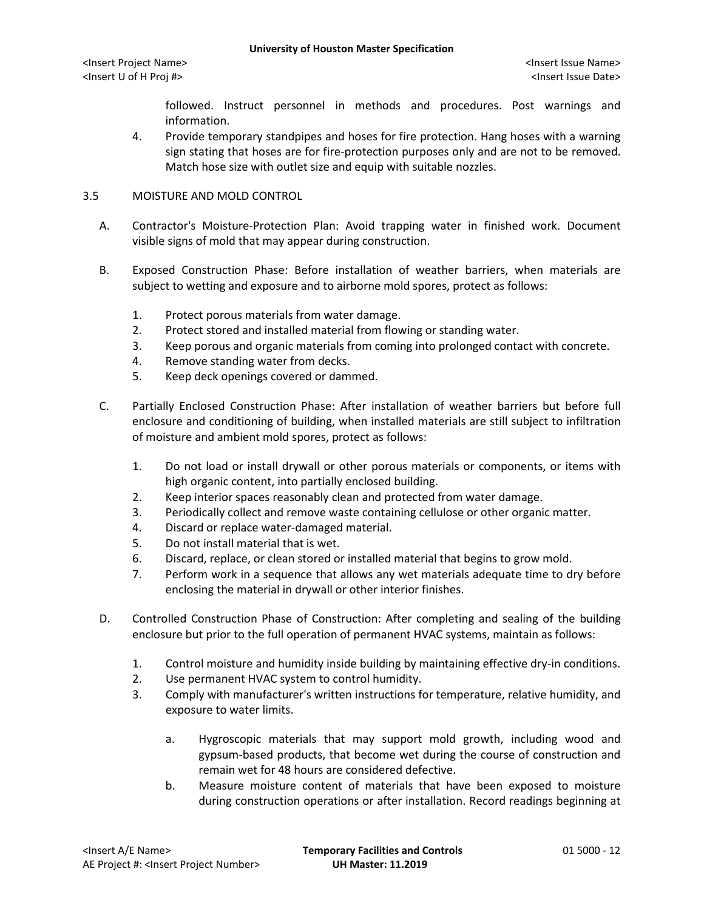followed. Instruct personnel in methods and procedures. Post warnings and information.

4. Provide temporary standpipes and hoses for fire protection. Hang hoses with a warning sign stating that hoses are for fire-protection purposes only and are not to be removed. Match hose size with outlet size and equip with suitable nozzles.

## 3.5 MOISTURE AND MOLD CONTROL

A. Contractor's Moisture-Protection Plan: Avoid trapping water in finished work. Document visible signs of mold that may appear during construction.

B. Exposed Construction Phase: Before installation of weather barriers, when materials are subject to wetting and exposure and to airborne mold spores, protect as follows:

   1. Protect porous materials from water damage.
   2. Protect stored and installed material from flowing or standing water.
   3. Keep porous and organic materials from coming into prolonged contact with concrete.
   4. Remove standing water from decks.
   5. Keep deck openings covered or dammed.

C. Partially Enclosed Construction Phase: After installation of weather barriers but before full enclosure and conditioning of building, when installed materials are still subject to infiltration of moisture and ambient mold spores, protect as follows:

   1. Do not load or install drywall or other porous materials or components, or items with high organic content, into partially enclosed building.
   2. Keep interior spaces reasonably clean and protected from water damage.
   3. Periodically collect and remove waste containing cellulose or other organic matter.
   4. Discard or replace water-damaged material.
   5. Do not install material that is wet.
   6. Discard, replace, or clean stored or installed material that begins to grow mold.
   7. Perform work in a sequence that allows any wet materials adequate time to dry before enclosing the material in drywall or other interior finishes.

D. Controlled Construction Phase of Construction: After completing and sealing of the building enclosure but prior to the full operation of permanent HVAC systems, maintain as follows:

   1. Control moisture and humidity inside building by maintaining effective dry-in conditions.
   2. Use permanent HVAC system to control humidity.
   3. Comply with manufacturer's written instructions for temperature, relative humidity, and exposure to water limits.

      a. Hygroscopic materials that may support mold growth, including wood and gypsum-based products, that become wet during the course of construction and remain wet for 48 hours are considered defective.
      b. Measure moisture content of materials that have been exposed to moisture during construction operations or after installation. Record readings beginning at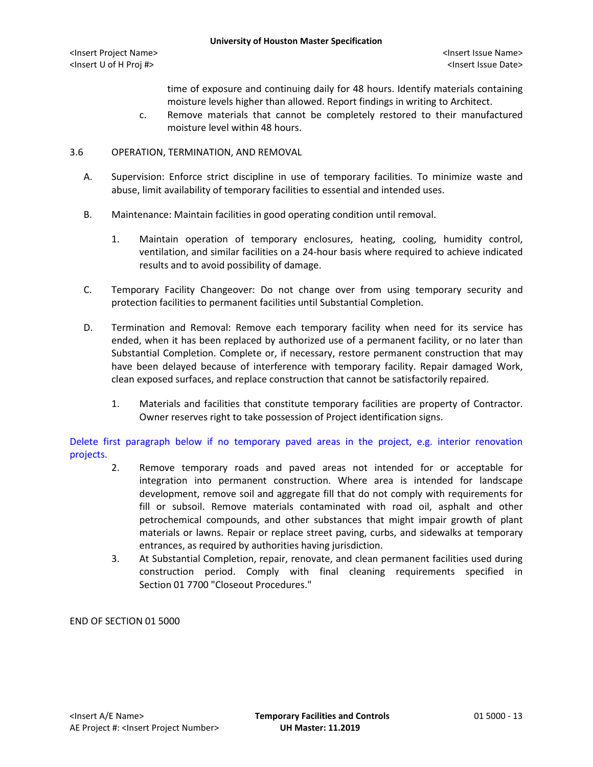time of exposure and continuing daily for 48 hours. Identify materials containing moisture levels higher than allowed. Report findings in writing to Architect.

c. Remove materials that cannot be completely restored to their manufactured moisture level within 48 hours.

3.6 OPERATION, TERMINATION, AND REMOVAL

A. Supervision: Enforce strict discipline in use of temporary facilities. To minimize waste and abuse, limit availability of temporary facilities to essential and intended uses.

B. Maintenance: Maintain facilities in good operating condition until removal.

1. Maintain operation of temporary enclosures, heating, cooling, humidity control, ventilation, and similar facilities on a 24-hour basis where required to achieve indicated results and to avoid possibility of damage.

C. Temporary Facility Changeover: Do not change over from using temporary security and protection facilities to permanent facilities until Substantial Completion.

D. Termination and Removal: Remove each temporary facility when need for its service has ended, when it has been replaced by authorized use of a permanent facility, or no later than Substantial Completion. Complete or, if necessary, restore permanent construction that may have been delayed because of interference with temporary facility. Repair damaged Work, clean exposed surfaces, and replace construction that cannot be satisfactorily repaired.

1. Materials and facilities that constitute temporary facilities are property of Contractor. Owner reserves right to take possession of Project identification signs.

Delete first paragraph below if no temporary paved areas in the project, e.g. interior renovation projects.

2. Remove temporary roads and paved areas not intended for or acceptable for integration into permanent construction. Where area is intended for landscape development, remove soil and aggregate fill that do not comply with requirements for fill or subsoil. Remove materials contaminated with road oil, asphalt and other petrochemical compounds, and other substances that might impair growth of plant materials or lawns. Repair or replace street paving, curbs, and sidewalks at temporary entrances, as required by authorities having jurisdiction.

3. At Substantial Completion, repair, renovate, and clean permanent facilities used during construction period. Comply with final cleaning requirements specified in Section 01 7700 "Closeout Procedures."

END OF SECTION 01 5000